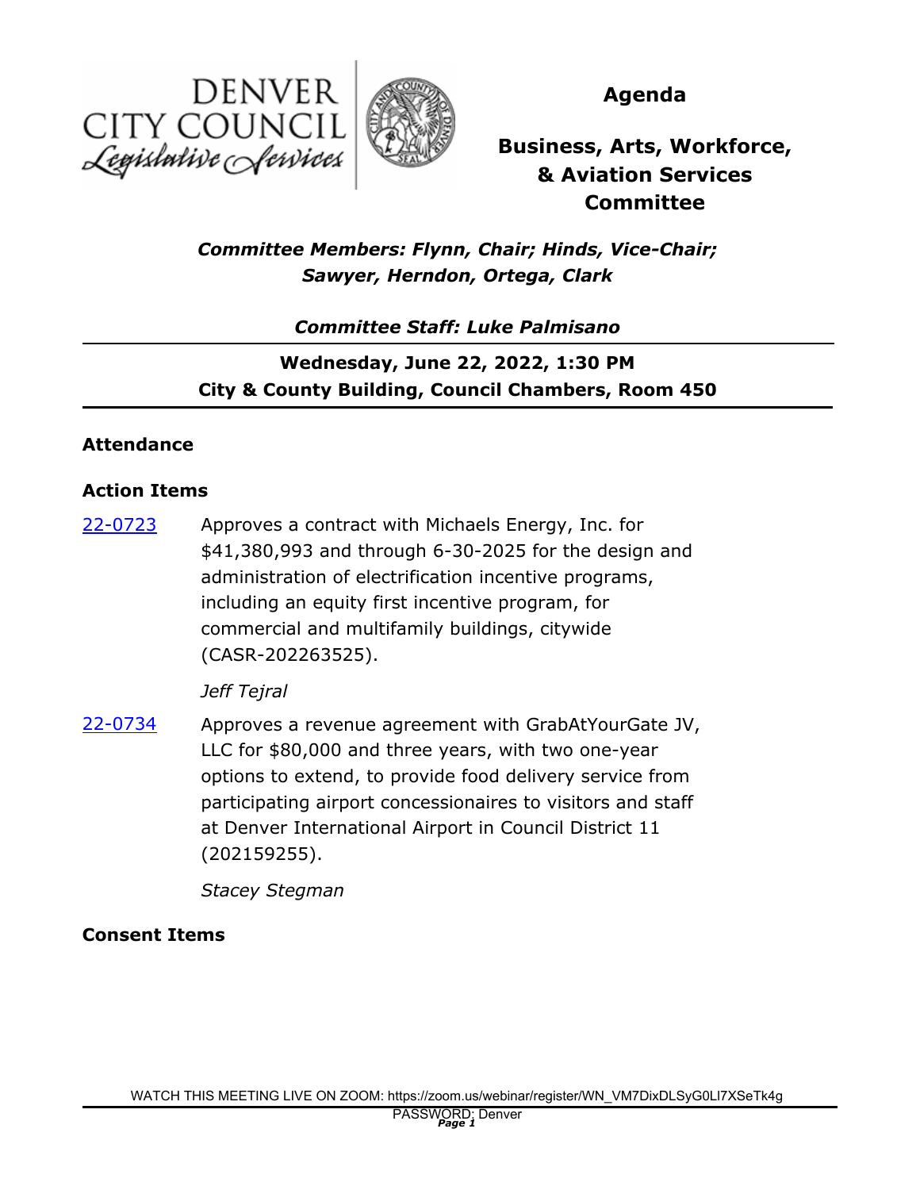DENVER CITY COUNCIL
*Legislative Services*

# Agenda

## Business, Arts, Workforce, & Aviation Services Committee

***Committee Members: Flynn, Chair; Hinds, Vice-Chair; Sawyer, Herndon, Ortega, Clark***

***Committee Staff: Luke Palmisano***

---

**Wednesday, June 22, 2022, 1:30 PM**
**City & County Building, Council Chambers, Room 450**

---

### Attendance

### Action Items

[22-0723] Approves a contract with Michaels Energy, Inc. for $41,380,993 and through 6-30-2025 for the design and administration of electrification incentive programs, including an equity first incentive program, for commercial and multifamily buildings, citywide (CASR-202263525).

*Jeff Tejral*

[22-0734] Approves a revenue agreement with GrabAtYourGate JV, LLC for $80,000 and three years, with two one-year options to extend, to provide food delivery service from participating airport concessionaires to visitors and staff at Denver International Airport in Council District 11 (202159255).

*Stacey Stegman*

### Consent Items

WATCH THIS MEETING LIVE ON ZOOM: https://zoom.us/webinar/register/WN_VM7DixDLSyG0Ll7XSeTk4g
PASSWORD: Denver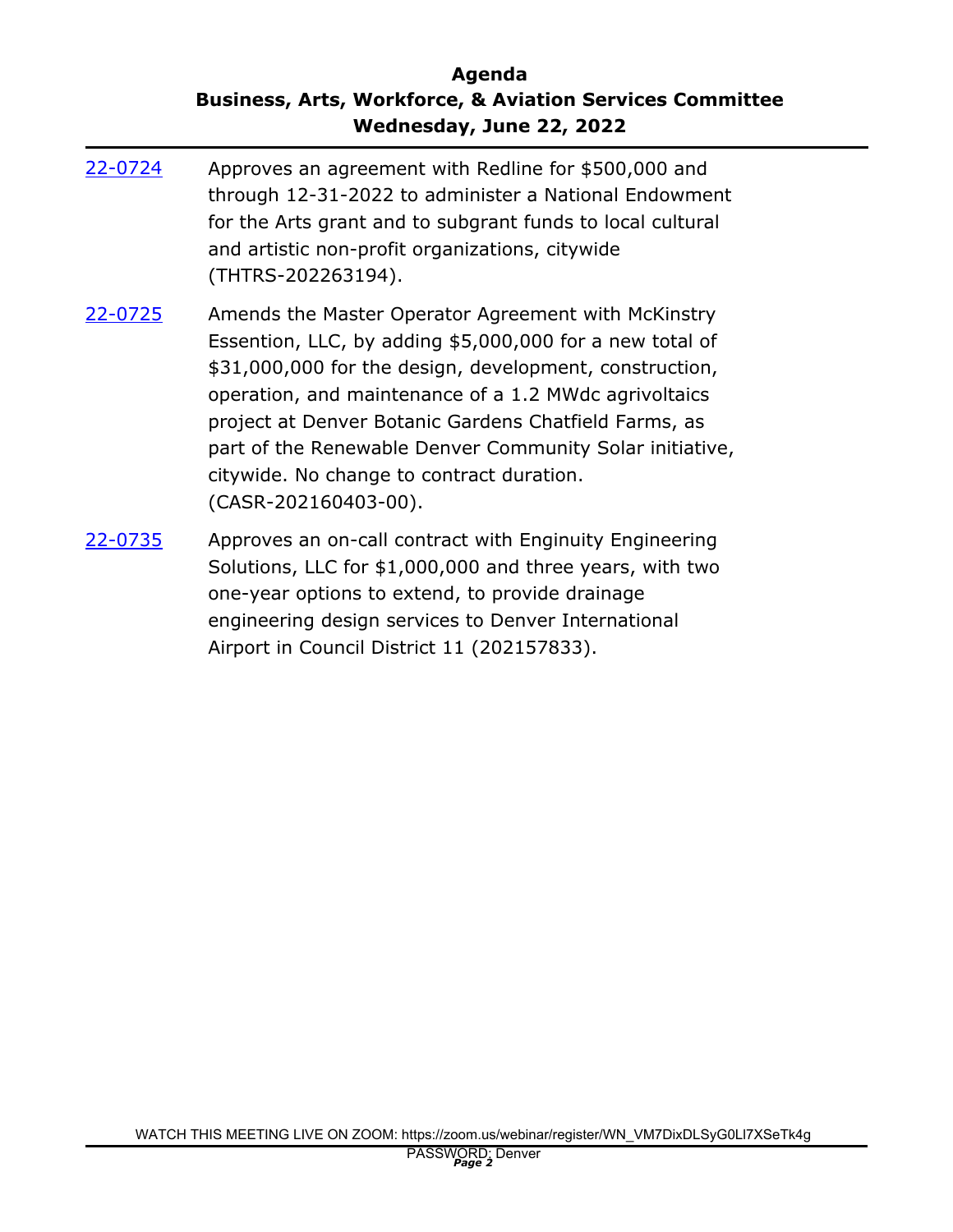**22-0724** Approves an agreement with Redline for $500,000 and through 12-31-2022 to administer a National Endowment for the Arts grant and to subgrant funds to local cultural and artistic non-profit organizations, citywide (THTRS-202263194).

**22-0725** Amends the Master Operator Agreement with McKinstry Essention, LLC, by adding $5,000,000 for a new total of $31,000,000 for the design, development, construction, operation, and maintenance of a 1.2 MWdc agrivoltaics project at Denver Botanic Gardens Chatfield Farms, as part of the Renewable Denver Community Solar initiative, citywide. No change to contract duration. (CASR-202160403-00).

**22-0735** Approves an on-call contract with Enginuity Engineering Solutions, LLC for $1,000,000 and three years, with two one-year options to extend, to provide drainage engineering design services to Denver International Airport in Council District 11 (202157833).